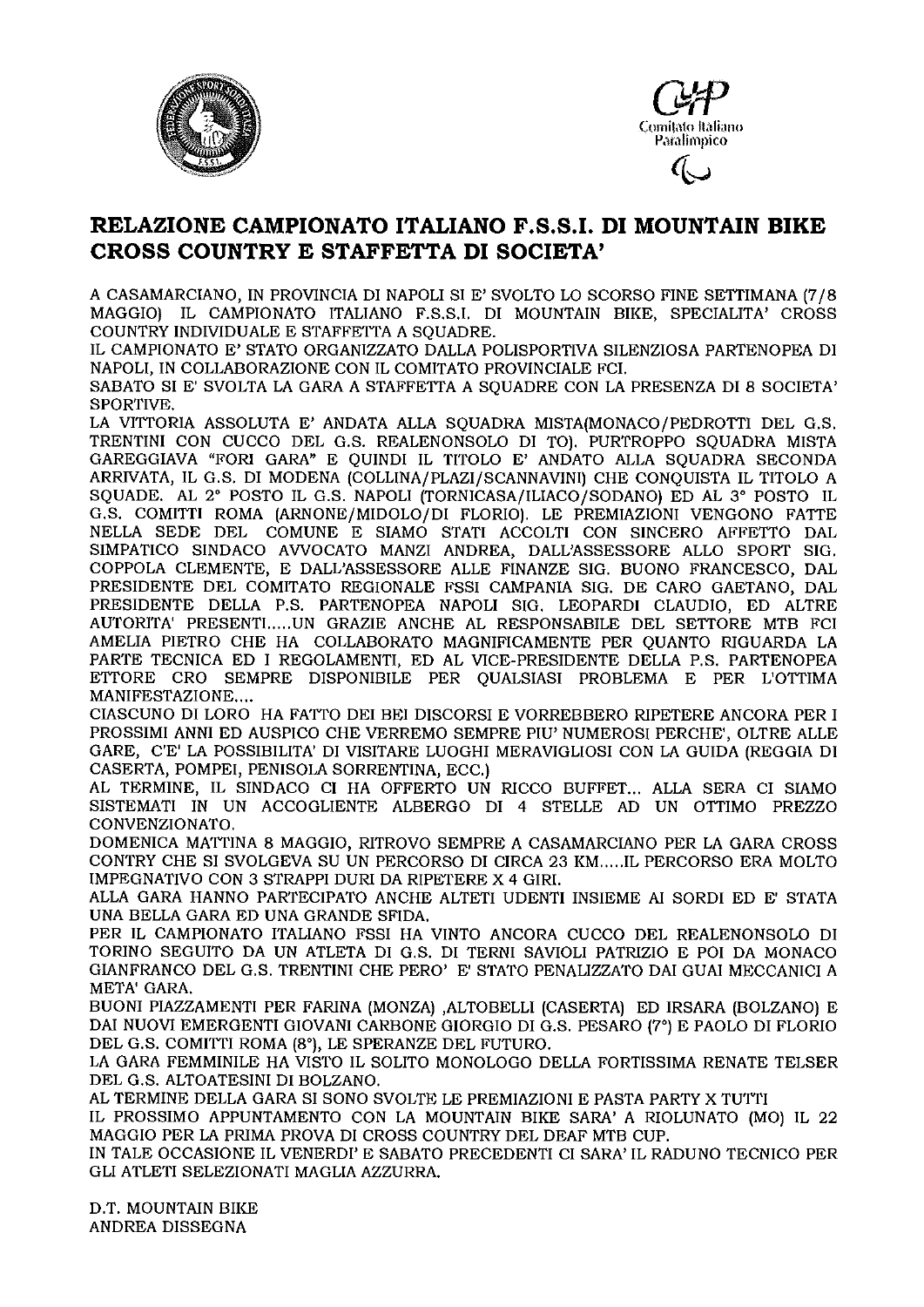Comitato Italiano Paralimpico

# RELAZIONE CAMPIONATO ITALIANO F.S.S.I. DI MOUNTAIN BIKE CROSS COUNTRY E STAFFETTA DI SOCIETA'

A CASAMARCIANO, IN PROVINCIA DI NAPOLI SI E' SVOLTO LO SCORSO FINE SETTIMANA (7/8 MAGGIO) IL CAMPIONATO ITALIANO F.S.S.I. DI MOUNTAIN BIKE, SPECIALITA' CROSS COUNTRY INDIVIDUALE E STAFFETTA A SQUADRE.

IL CAMPIONATO E' STATO ORGANIZZATO DALLA POLISPORTIVA SILENZIOSA PARTENOPEA DI NAPOLI, IN COLLABORAZIONE CON IL COMITATO PROVINCIALE FCI.

SABATO SI E' SVOLTA LA GARA A STAFFETTA A SQUADRE CON LA PRESENZA DI 8 SOCIETA' SPORTIVE.

LA VITTORIA ASSOLUTA E' ANDATA ALLA SQUADRA MISTA(MONACO/PEDROTTI DEL G.S. TRENTINI CON CUCCO DEL G.S. REALENONSOLO DI TO). PURTROPPO SQUADRA MISTA GAREGGIAVA "FORI GARA" E QUINDI IL TITOLO E' ANDATO ALLA SQUADRA SECONDA ARRIVATA, IL G.S. DI MODENA (COLLINA/PLAZI/SCANNAVINI) CHE CONQUISTA IL TITOLO A SQUADE. AL 2° POSTO IL G.S. NAPOLI (TORNICASA/ILIACO/SODANO) ED AL 3° POSTO IL G.S. COMITTI ROMA (ARNONE/MIDOLO/DI FLORIO). LE PREMIAZIONI VENGONO FATTE NELLA SEDE DEL COMUNE E SIAMO STATI ACCOLTI CON SINCERO AFFETTO DAL SIMPATICO SINDACO AVVOCATO MANZI ANDREA, DALL'ASSESSORE ALLO SPORT SIG. COPPOLA CLEMENTE, E DALL'ASSESSORE ALLE FINANZE SIG. BUONO FRANCESCO, DAL PRESIDENTE DEL COMITATO REGIONALE FSSI CAMPANIA SIG. DE CARO GAETANO, DAL PRESIDENTE DELLA P.S. PARTENOPEA NAPOLI SIG. LEOPARDI CLAUDIO, ED ALTRE AUTORITA' PRESENTI.....UN GRAZIE ANCHE AL RESPONSABILE DEL SETTORE MTB FCI AMELIA PIETRO CHE HA COLLABORATO MAGNIFICAMENTE PER QUANTO RIGUARDA LA PARTE TECNICA ED I REGOLAMENTI, ED AL VICE-PRESIDENTE DELLA P.S. PARTENOPEA ETTORE CRO SEMPRE DISPONIBILE PER QUALSIASI PROBLEMA E PER L'OTTIMA MANIFESTAZIONE....

CIASCUNO DI LORO HA FATTO DEI BEI DISCORSI E VORREBBERO RIPETERE ANCORA PER I PROSSIMI ANNI ED AUSPICO CHE VERREMO SEMPRE PIU' NUMEROSI PERCHE', OLTRE ALLE GARE, C'E' LA POSSIBILITA' DI VISITARE LUOGHI MERAVIGLIOSI CON LA GUIDA (REGGIA DI CASERTA, POMPEI, PENISOLA SORRENTINA, ECC.)

AL TERMINE, IL SINDACO CI HA OFFERTO UN RICCO BUFFET... ALLA SERA CI SIAMO SISTEMATI IN UN ACCOGLIENTE ALBERGO DI 4 STELLE AD UN OTTIMO PREZZO CONVENZIONATO.

DOMENICA MATTINA 8 MAGGIO, RITROVO SEMPRE A CASAMARCIANO PER LA GARA CROSS CONTRY CHE SI SVOLGEVA SU UN PERCORSO DI CIRCA 23 KM.....IL PERCORSO ERA MOLTO IMPEGNATIVO CON 3 STRAPPI DURI DA RIPETERE X 4 GIRI.

ALLA GARA HANNO PARTECIPATO ANCHE ALTETI UDENTI INSIEME AI SORDI ED E' STATA UNA BELLA GARA ED UNA GRANDE SFIDA.

PER IL CAMPIONATO ITALIANO FSSI HA VINTO ANCORA CUCCO DEL REALENONSOLO DI TORINO SEGUITO DA UN ATLETA DI G.S. DI TERNI SAVIOLI PATRIZIO E POI DA MONACO GIANFRANCO DEL G.S. TRENTINI CHE PERO' E' STATO PENALIZZATO DAI GUAI MECCANICI A META' GARA.

BUONI PIAZZAMENTI PER FARINA (MONZA) ,ALTOBELLI (CASERTA) ED IRSARA (BOLZANO) E DAI NUOVI EMERGENTI GIOVANI CARBONE GIORGIO DI G.S. PESARO (7°) E PAOLO DI FLORIO DEL G.S. COMITTI ROMA (8°), LE SPERANZE DEL FUTURO.

LA GARA FEMMINILE HA VISTO IL SOLITO MONOLOGO DELLA FORTISSIMA RENATE TELSER DEL G.S. ALTOATESINI DI BOLZANO.

AL TERMINE DELLA GARA SI SONO SVOLTE LE PREMIAZIONI E PASTA PARTY X TUTTI

IL PROSSIMO APPUNTAMENTO CON LA MOUNTAIN BIKE SARA' A RIOLUNATO (MO) IL 22 MAGGIO PER LA PRIMA PROVA DI CROSS COUNTRY DEL DEAF MTB CUP.

IN TALE OCCASIONE IL VENERDI' E SABATO PRECEDENTI CI SARA' IL RADUNO TECNICO PER GLI ATLETI SELEZIONATI MAGLIA AZZURRA.

D.T. MOUNTAIN BIKE
ANDREA DISSEGNA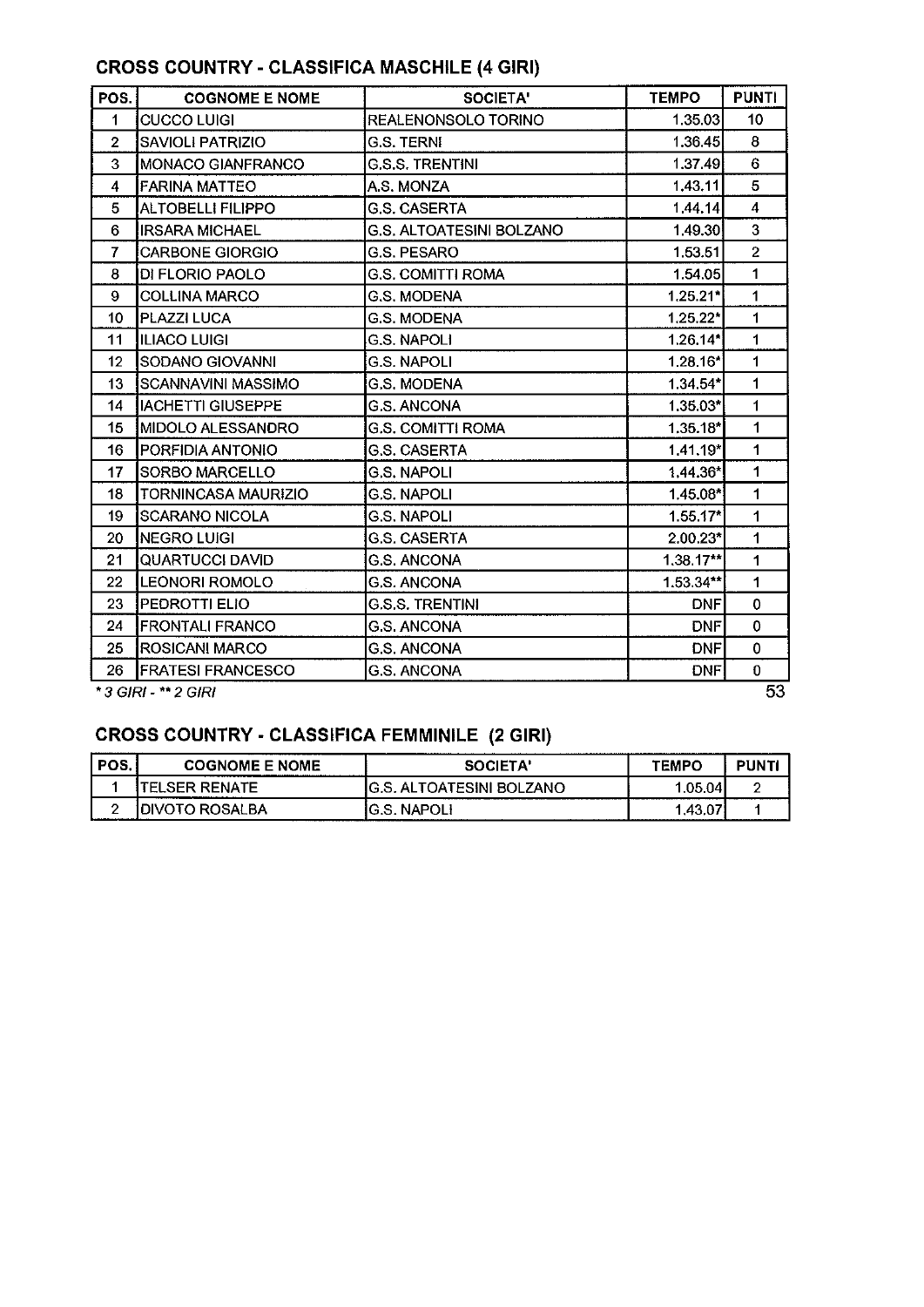## CROSS COUNTRY - CLASSIFICA MASCHILE (4 GIRI)

| POS. | COGNOME E NOME | SOCIETA' | TEMPO | PUNTI |
|---|---|---|---|---|
| 1 | CUCCO LUIGI | REALENONSOLO TORINO | 1.35.03 | 10 |
| 2 | SAVIOLI PATRIZIO | G.S. TERNI | 1.36.45 | 8 |
| 3 | MONACO GIANFRANCO | G.S.S. TRENTINI | 1.37.49 | 6 |
| 4 | FARINA MATTEO | A.S. MONZA | 1.43.11 | 5 |
| 5 | ALTOBELLI FILIPPO | G.S. CASERTA | 1.44.14 | 4 |
| 6 | IRSARA MICHAEL | G.S. ALTOATESINI BOLZANO | 1.49.30 | 3 |
| 7 | CARBONE GIORGIO | G.S. PESARO | 1.53.51 | 2 |
| 8 | DI FLORIO PAOLO | G.S. COMITTI ROMA | 1.54.05 | 1 |
| 9 | COLLINA MARCO | G.S. MODENA | 1.25.21* | 1 |
| 10 | PLAZZI LUCA | G.S. MODENA | 1.25.22* | 1 |
| 11 | ILIACO LUIGI | G.S. NAPOLI | 1.26.14* | 1 |
| 12 | SODANO GIOVANNI | G.S. NAPOLI | 1.28.16* | 1 |
| 13 | SCANNAVINI MASSIMO | G.S. MODENA | 1.34.54* | 1 |
| 14 | IACHETTI GIUSEPPE | G.S. ANCONA | 1.35.03* | 1 |
| 15 | MIDOLO ALESSANDRO | G.S. COMITTI ROMA | 1.35.18* | 1 |
| 16 | PORFIDIA ANTONIO | G.S. CASERTA | 1.41.19* | 1 |
| 17 | SORBO MARCELLO | G.S. NAPOLI | 1.44.36* | 1 |
| 18 | TORNINCASA MAURIZIO | G.S. NAPOLI | 1.45.08* | 1 |
| 19 | SCARANO NICOLA | G.S. NAPOLI | 1.55.17* | 1 |
| 20 | NEGRO LUIGI | G.S. CASERTA | 2.00.23* | 1 |
| 21 | QUARTUCCI DAVID | G.S. ANCONA | 1.38.17** | 1 |
| 22 | LEONORI ROMOLO | G.S. ANCONA | 1.53.34** | 1 |
| 23 | PEDROTTI ELIO | G.S.S. TRENTINI | DNF | 0 |
| 24 | FRONTALI FRANCO | G.S. ANCONA | DNF | 0 |
| 25 | ROSICANI MARCO | G.S. ANCONA | DNF | 0 |
| 26 | FRATESI FRANCESCO | G.S. ANCONA | DNF | 0 |
| | | | | 53 |

*\* 3 GIRI - \*\* 2 GIRI*

## CROSS COUNTRY - CLASSIFICA FEMMINILE (2 GIRI)

| POS. | COGNOME E NOME | SOCIETA' | TEMPO | PUNTI |
|---|---|---|---|---|
| 1 | TELSER RENATE | G.S. ALTOATESINI BOLZANO | 1.05.04 | 2 |
| 2 | DIVOTO ROSALBA | G.S. NAPOLI | 1.43.07 | 1 |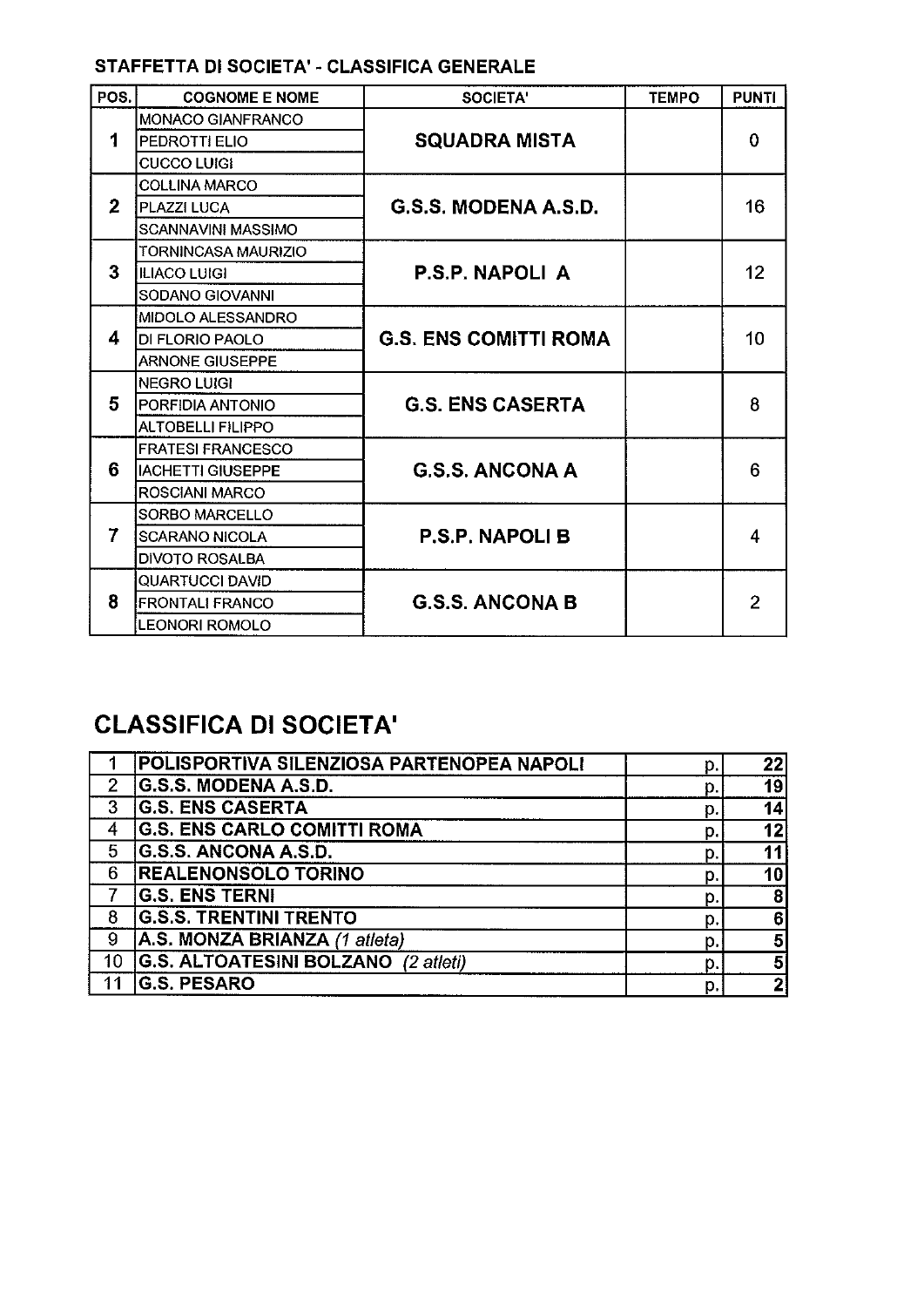## STAFFETTA DI SOCIETA' - CLASSIFICA GENERALE

| POS. | COGNOME E NOME | SOCIETA' | TEMPO | PUNTI |
|---|---|---|---|---|
| 1 | MONACO GIANFRANCO<br>PEDROTTI ELIO<br>CUCCO LUIGI | **SQUADRA MISTA** | | 0 |
| 2 | COLLINA MARCO<br>PLAZZI LUCA<br>SCANNAVINI MASSIMO | **G.S.S. MODENA A.S.D.** | | 16 |
| 3 | TORNINCASA MAURIZIO<br>ILIACO LUIGI<br>SODANO GIOVANNI | **P.S.P. NAPOLI A** | | 12 |
| 4 | MIDOLO ALESSANDRO<br>DI FLORIO PAOLO<br>ARNONE GIUSEPPE | **G.S. ENS COMITTI ROMA** | | 10 |
| 5 | NEGRO LUIGI<br>PORFIDIA ANTONIO<br>ALTOBELLI FILIPPO | **G.S. ENS CASERTA** | | 8 |
| 6 | FRATESI FRANCESCO<br>IACHETTI GIUSEPPE<br>ROSCIANI MARCO | **G.S.S. ANCONA A** | | 6 |
| 7 | SORBO MARCELLO<br>SCARANO NICOLA<br>DIVOTO ROSALBA | **P.S.P. NAPOLI B** | | 4 |
| 8 | QUARTUCCI DAVID<br>FRONTALI FRANCO<br>LEONORI ROMOLO | **G.S.S. ANCONA B** | | 2 |

## CLASSIFICA DI SOCIETA'

| | | | |
|---|---|---|---|
| 1 | **POLISPORTIVA SILENZIOSA PARTENOPEA NAPOLI** | p. | **22** |
| 2 | **G.S.S. MODENA A.S.D.** | p. | **19** |
| 3 | **G.S. ENS CASERTA** | p. | **14** |
| 4 | **G.S. ENS CARLO COMITTI ROMA** | p. | **12** |
| 5 | **G.S.S. ANCONA A.S.D.** | p. | **11** |
| 6 | **REALENONSOLO TORINO** | p. | **10** |
| 7 | **G.S. ENS TERNI** | p. | **8** |
| 8 | **G.S.S. TRENTINI TRENTO** | p. | **6** |
| 9 | **A.S. MONZA BRIANZA** *(1 atleta)* | p. | **5** |
| 10 | **G.S. ALTOATESINI BOLZANO** *(2 atleti)* | p. | **5** |
| 11 | **G.S. PESARO** | p. | **2** |